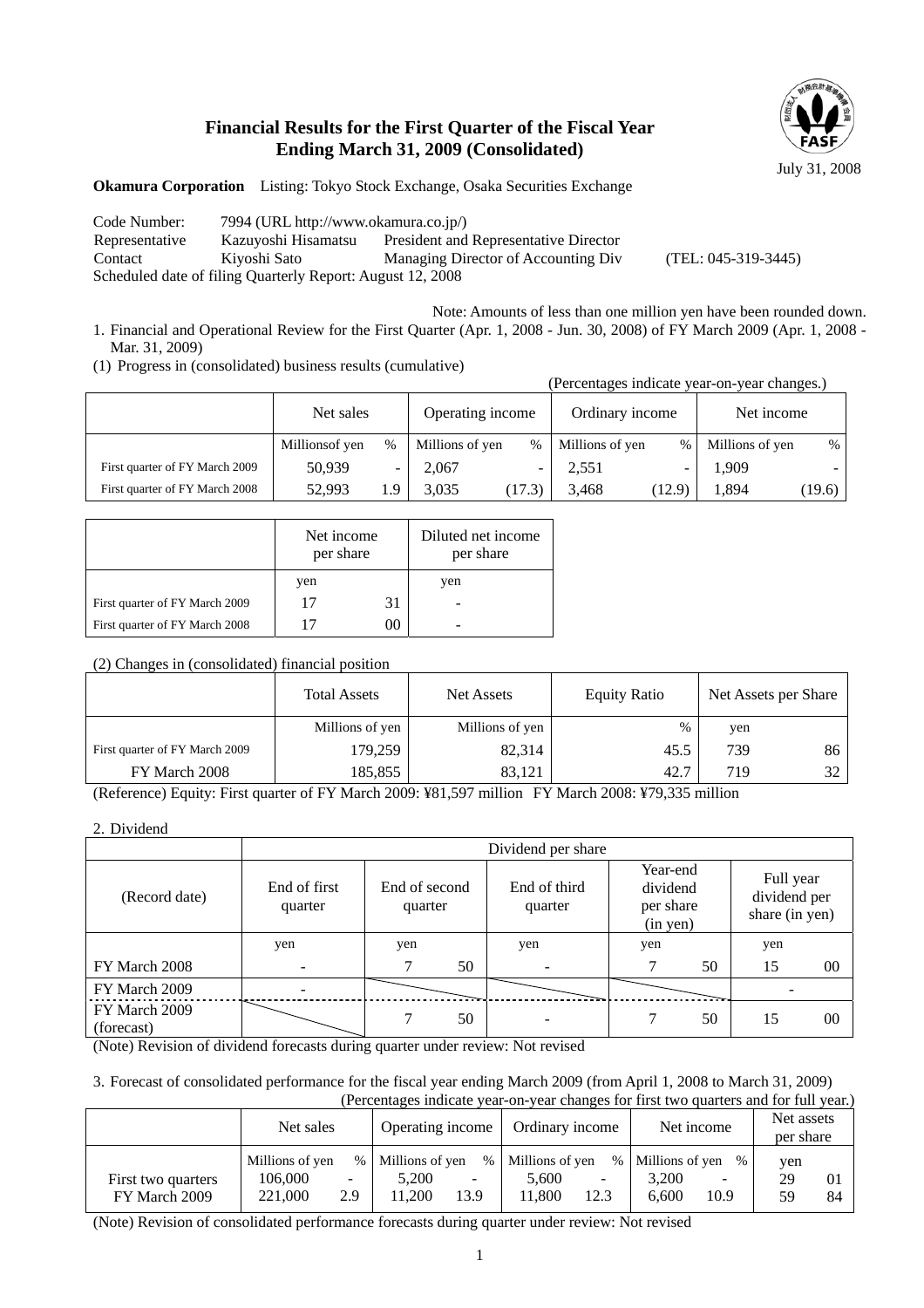# Financial Results for the First Quarter of the Fiscal Year Ending March 31, 2009 (Consolidated)

July 31, 2008

**Okamura Corporation** Listing: Tokyo Stock Exchange, Osaka Securities Exchange

Code Number: 7994 (URL http://www.okamura.co.jp/)
Representative Kazuyoshi Hisamatsu President and Representative Director
Contact Kiyoshi Sato Managing Director of Accounting Div (TEL: 045-319-3445)
Scheduled date of filing Quarterly Report: August 12, 2008

Note: Amounts of less than one million yen have been rounded down.

1. Financial and Operational Review for the First Quarter (Apr. 1, 2008 - Jun. 30, 2008) of FY March 2009 (Apr. 1, 2008 - Mar. 31, 2009)

(1) Progress in (consolidated) business results (cumulative)

(Percentages indicate year-on-year changes.)

| | Net sales | | Operating income | | Ordinary income | | Net income | |
|---|---|---|---|---|---|---|---|---|
| | Millionsof yen | % | Millions of yen | % | Millions of yen | % | Millions of yen | % |
| First quarter of FY March 2009 | 50,939 | - | 2,067 | - | 2,551 | - | 1,909 | - |
| First quarter of FY March 2008 | 52,993 | 1.9 | 3,035 | (17.3) | 3,468 | (12.9) | 1,894 | (19.6) |

| | Net income per share | Diluted net income per share |
|---|---|---|
| | yen | yen |
| First quarter of FY March 2009 | 17 31 | - |
| First quarter of FY March 2008 | 17 00 | - |

(2) Changes in (consolidated) financial position

| | Total Assets | Net Assets | Equity Ratio | Net Assets per Share |
|---|---|---|---|---|
| | Millions of yen | Millions of yen | % | yen |
| First quarter of FY March 2009 | 179,259 | 82,314 | 45.5 | 739 86 |
| FY March 2008 | 185,855 | 83,121 | 42.7 | 719 32 |

(Reference) Equity: First quarter of FY March 2009: ¥81,597 million FY March 2008: ¥79,335 million

2. Dividend

| (Record date) | Dividend per share | | | | |
|---|---|---|---|---|---|
| | End of first quarter | End of second quarter | End of third quarter | Year-end dividend per share (in yen) | Full year dividend per share (in yen) |
| | yen | yen | yen | yen | yen |
| FY March 2008 | - | 7 50 | - | 7 50 | 15 00 |
| FY March 2009 | - | | | | - |
| FY March 2009 (forecast) | | 7 50 | - | 7 50 | 15 00 |

(Note) Revision of dividend forecasts during quarter under review: Not revised

3. Forecast of consolidated performance for the fiscal year ending March 2009 (from April 1, 2008 to March 31, 2009)

(Percentages indicate year-on-year changes for first two quarters and for full year.)

| | Net sales | | Operating income | | Ordinary income | | Net income | | Net assets per share |
|---|---|---|---|---|---|---|---|---|---|
| | Millions of yen | % | Millions of yen | % | Millions of yen | % | Millions of yen | % | yen |
| First two quarters | 106,000 | - | 5,200 | - | 5,600 | - | 3,200 | - | 29 01 |
| FY March 2009 | 221,000 | 2.9 | 11,200 | 13.9 | 11,800 | 12.3 | 6,600 | 10.9 | 59 84 |

(Note) Revision of consolidated performance forecasts during quarter under review: Not revised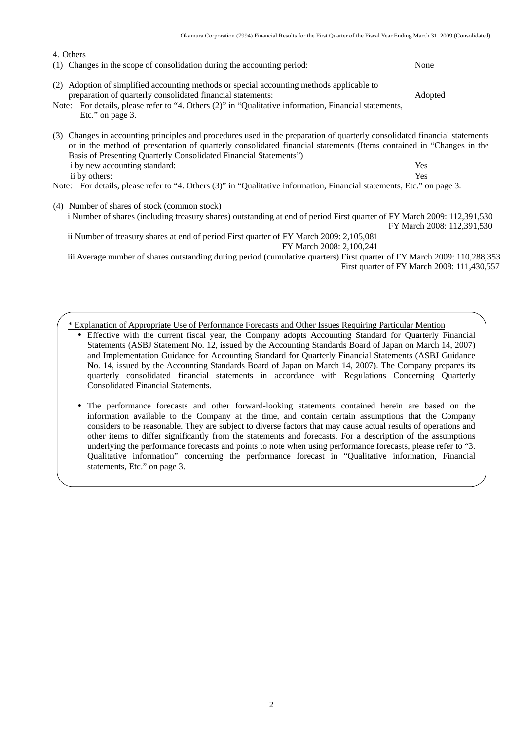4. Others

(1) Changes in the scope of consolidation during the accounting period: None

(2) Adoption of simplified accounting methods or special accounting methods applicable to preparation of quarterly consolidated financial statements: Adopted

Note: For details, please refer to "4. Others (2)" in "Qualitative information, Financial statements, Etc." on page 3.

(3) Changes in accounting principles and procedures used in the preparation of quarterly consolidated financial statements or in the method of presentation of quarterly consolidated financial statements (Items contained in "Changes in the Basis of Presenting Quarterly Consolidated Financial Statements")

i by new accounting standard: Yes

ii by others: Yes

Note: For details, please refer to "4. Others (3)" in "Qualitative information, Financial statements, Etc." on page 3.

(4) Number of shares of stock (common stock)

i Number of shares (including treasury shares) outstanding at end of period First quarter of FY March 2009: 112,391,530
FY March 2008: 112,391,530

ii Number of treasury shares at end of period First quarter of FY March 2009: 2,105,081
FY March 2008: 2,100,241

iii Average number of shares outstanding during period (cumulative quarters) First quarter of FY March 2009: 110,288,353
First quarter of FY March 2008: 111,430,557

\* Explanation of Appropriate Use of Performance Forecasts and Other Issues Requiring Particular Mention

- Effective with the current fiscal year, the Company adopts Accounting Standard for Quarterly Financial Statements (ASBJ Statement No. 12, issued by the Accounting Standards Board of Japan on March 14, 2007) and Implementation Guidance for Accounting Standard for Quarterly Financial Statements (ASBJ Guidance No. 14, issued by the Accounting Standards Board of Japan on March 14, 2007). The Company prepares its quarterly consolidated financial statements in accordance with Regulations Concerning Quarterly Consolidated Financial Statements.

- The performance forecasts and other forward-looking statements contained herein are based on the information available to the Company at the time, and contain certain assumptions that the Company considers to be reasonable. They are subject to diverse factors that may cause actual results of operations and other items to differ significantly from the statements and forecasts. For a description of the assumptions underlying the performance forecasts and points to note when using performance forecasts, please refer to "3. Qualitative information" concerning the performance forecast in "Qualitative information, Financial statements, Etc." on page 3.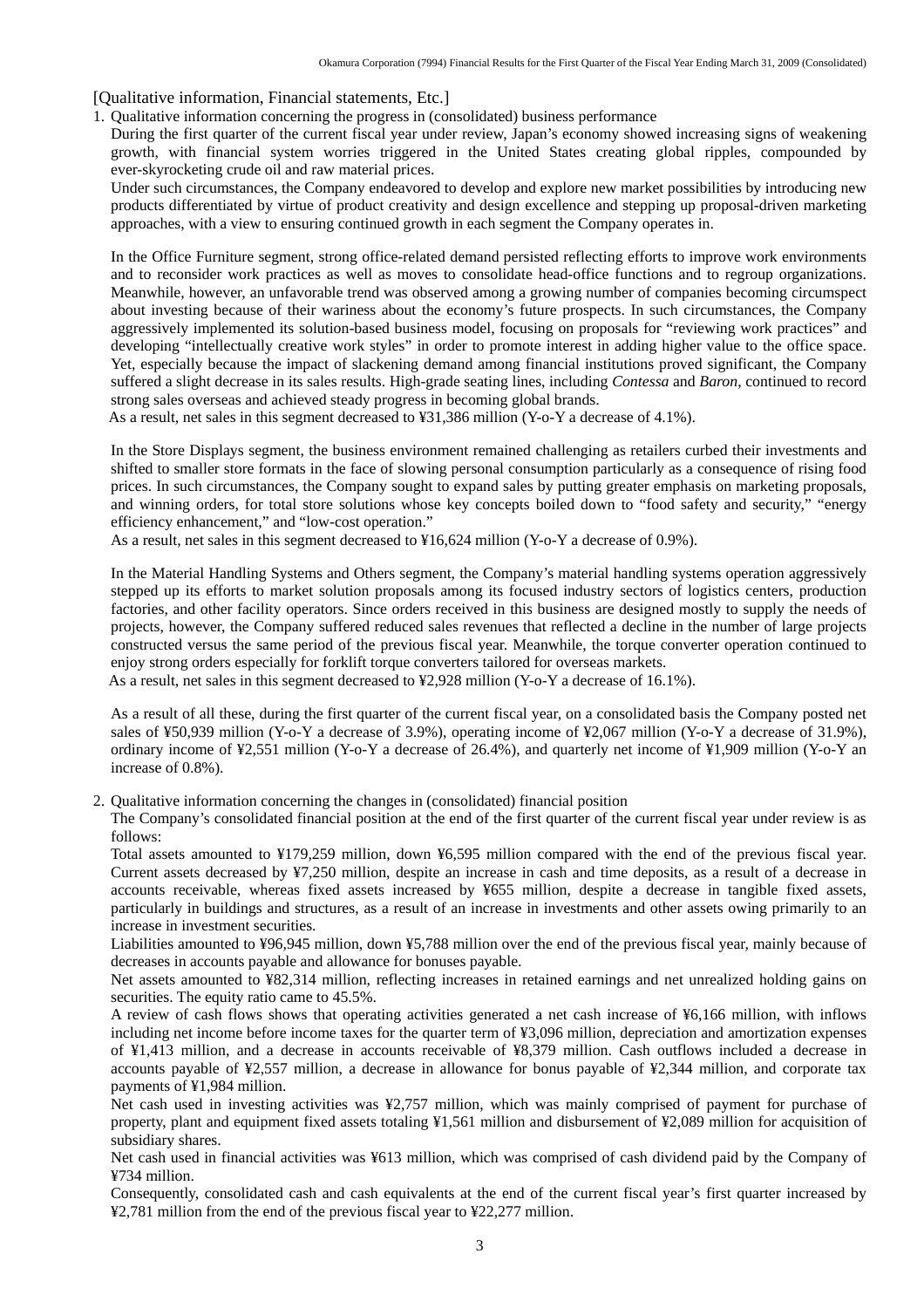[Qualitative information, Financial statements, Etc.]

1. Qualitative information concerning the progress in (consolidated) business performance

During the first quarter of the current fiscal year under review, Japan's economy showed increasing signs of weakening growth, with financial system worries triggered in the United States creating global ripples, compounded by ever-skyrocketing crude oil and raw material prices.

Under such circumstances, the Company endeavored to develop and explore new market possibilities by introducing new products differentiated by virtue of product creativity and design excellence and stepping up proposal-driven marketing approaches, with a view to ensuring continued growth in each segment the Company operates in.

In the Office Furniture segment, strong office-related demand persisted reflecting efforts to improve work environments and to reconsider work practices as well as moves to consolidate head-office functions and to regroup organizations. Meanwhile, however, an unfavorable trend was observed among a growing number of companies becoming circumspect about investing because of their wariness about the economy's future prospects. In such circumstances, the Company aggressively implemented its solution-based business model, focusing on proposals for "reviewing work practices" and developing "intellectually creative work styles" in order to promote interest in adding higher value to the office space. Yet, especially because the impact of slackening demand among financial institutions proved significant, the Company suffered a slight decrease in its sales results. High-grade seating lines, including *Contessa* and *Baron*, continued to record strong sales overseas and achieved steady progress in becoming global brands.

As a result, net sales in this segment decreased to ¥31,386 million (Y-o-Y a decrease of 4.1%).

In the Store Displays segment, the business environment remained challenging as retailers curbed their investments and shifted to smaller store formats in the face of slowing personal consumption particularly as a consequence of rising food prices. In such circumstances, the Company sought to expand sales by putting greater emphasis on marketing proposals, and winning orders, for total store solutions whose key concepts boiled down to "food safety and security," "energy efficiency enhancement," and "low-cost operation."

As a result, net sales in this segment decreased to ¥16,624 million (Y-o-Y a decrease of 0.9%).

In the Material Handling Systems and Others segment, the Company's material handling systems operation aggressively stepped up its efforts to market solution proposals among its focused industry sectors of logistics centers, production factories, and other facility operators. Since orders received in this business are designed mostly to supply the needs of projects, however, the Company suffered reduced sales revenues that reflected a decline in the number of large projects constructed versus the same period of the previous fiscal year. Meanwhile, the torque converter operation continued to enjoy strong orders especially for forklift torque converters tailored for overseas markets.

As a result, net sales in this segment decreased to ¥2,928 million (Y-o-Y a decrease of 16.1%).

As a result of all these, during the first quarter of the current fiscal year, on a consolidated basis the Company posted net sales of ¥50,939 million (Y-o-Y a decrease of 3.9%), operating income of ¥2,067 million (Y-o-Y a decrease of 31.9%), ordinary income of ¥2,551 million (Y-o-Y a decrease of 26.4%), and quarterly net income of ¥1,909 million (Y-o-Y an increase of 0.8%).

2. Qualitative information concerning the changes in (consolidated) financial position

The Company's consolidated financial position at the end of the first quarter of the current fiscal year under review is as follows:

Total assets amounted to ¥179,259 million, down ¥6,595 million compared with the end of the previous fiscal year. Current assets decreased by ¥7,250 million, despite an increase in cash and time deposits, as a result of a decrease in accounts receivable, whereas fixed assets increased by ¥655 million, despite a decrease in tangible fixed assets, particularly in buildings and structures, as a result of an increase in investments and other assets owing primarily to an increase in investment securities.

Liabilities amounted to ¥96,945 million, down ¥5,788 million over the end of the previous fiscal year, mainly because of decreases in accounts payable and allowance for bonuses payable.

Net assets amounted to ¥82,314 million, reflecting increases in retained earnings and net unrealized holding gains on securities. The equity ratio came to 45.5%.

A review of cash flows shows that operating activities generated a net cash increase of ¥6,166 million, with inflows including net income before income taxes for the quarter term of ¥3,096 million, depreciation and amortization expenses of ¥1,413 million, and a decrease in accounts receivable of ¥8,379 million. Cash outflows included a decrease in accounts payable of ¥2,557 million, a decrease in allowance for bonus payable of ¥2,344 million, and corporate tax payments of ¥1,984 million.

Net cash used in investing activities was ¥2,757 million, which was mainly comprised of payment for purchase of property, plant and equipment fixed assets totaling ¥1,561 million and disbursement of ¥2,089 million for acquisition of subsidiary shares.

Net cash used in financial activities was ¥613 million, which was comprised of cash dividend paid by the Company of ¥734 million.

Consequently, consolidated cash and cash equivalents at the end of the current fiscal year's first quarter increased by ¥2,781 million from the end of the previous fiscal year to ¥22,277 million.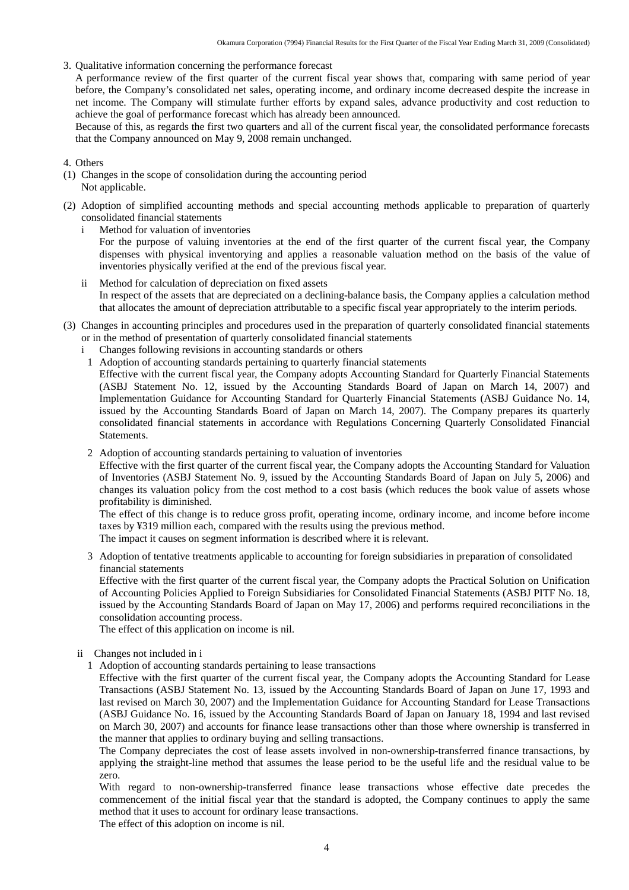3. Qualitative information concerning the performance forecast

A performance review of the first quarter of the current fiscal year shows that, comparing with same period of year before, the Company's consolidated net sales, operating income, and ordinary income decreased despite the increase in net income. The Company will stimulate further efforts by expand sales, advance productivity and cost reduction to achieve the goal of performance forecast which has already been announced.

Because of this, as regards the first two quarters and all of the current fiscal year, the consolidated performance forecasts that the Company announced on May 9, 2008 remain unchanged.

4. Others

(1) Changes in the scope of consolidation during the accounting period

Not applicable.

(2) Adoption of simplified accounting methods and special accounting methods applicable to preparation of quarterly consolidated financial statements

i Method for valuation of inventories

For the purpose of valuing inventories at the end of the first quarter of the current fiscal year, the Company dispenses with physical inventorying and applies a reasonable valuation method on the basis of the value of inventories physically verified at the end of the previous fiscal year.

ii Method for calculation of depreciation on fixed assets

In respect of the assets that are depreciated on a declining-balance basis, the Company applies a calculation method that allocates the amount of depreciation attributable to a specific fiscal year appropriately to the interim periods.

(3) Changes in accounting principles and procedures used in the preparation of quarterly consolidated financial statements or in the method of presentation of quarterly consolidated financial statements

i Changes following revisions in accounting standards or others

1 Adoption of accounting standards pertaining to quarterly financial statements

Effective with the current fiscal year, the Company adopts Accounting Standard for Quarterly Financial Statements (ASBJ Statement No. 12, issued by the Accounting Standards Board of Japan on March 14, 2007) and Implementation Guidance for Accounting Standard for Quarterly Financial Statements (ASBJ Guidance No. 14, issued by the Accounting Standards Board of Japan on March 14, 2007). The Company prepares its quarterly consolidated financial statements in accordance with Regulations Concerning Quarterly Consolidated Financial Statements.

2 Adoption of accounting standards pertaining to valuation of inventories

Effective with the first quarter of the current fiscal year, the Company adopts the Accounting Standard for Valuation of Inventories (ASBJ Statement No. 9, issued by the Accounting Standards Board of Japan on July 5, 2006) and changes its valuation policy from the cost method to a cost basis (which reduces the book value of assets whose profitability is diminished.

The effect of this change is to reduce gross profit, operating income, ordinary income, and income before income taxes by ¥319 million each, compared with the results using the previous method.

The impact it causes on segment information is described where it is relevant.

3 Adoption of tentative treatments applicable to accounting for foreign subsidiaries in preparation of consolidated financial statements

Effective with the first quarter of the current fiscal year, the Company adopts the Practical Solution on Unification of Accounting Policies Applied to Foreign Subsidiaries for Consolidated Financial Statements (ASBJ PITF No. 18, issued by the Accounting Standards Board of Japan on May 17, 2006) and performs required reconciliations in the consolidation accounting process.

The effect of this application on income is nil.

ii Changes not included in i

1 Adoption of accounting standards pertaining to lease transactions

Effective with the first quarter of the current fiscal year, the Company adopts the Accounting Standard for Lease Transactions (ASBJ Statement No. 13, issued by the Accounting Standards Board of Japan on June 17, 1993 and last revised on March 30, 2007) and the Implementation Guidance for Accounting Standard for Lease Transactions (ASBJ Guidance No. 16, issued by the Accounting Standards Board of Japan on January 18, 1994 and last revised on March 30, 2007) and accounts for finance lease transactions other than those where ownership is transferred in the manner that applies to ordinary buying and selling transactions.

The Company depreciates the cost of lease assets involved in non-ownership-transferred finance transactions, by applying the straight-line method that assumes the lease period to be the useful life and the residual value to be zero.

With regard to non-ownership-transferred finance lease transactions whose effective date precedes the commencement of the initial fiscal year that the standard is adopted, the Company continues to apply the same method that it uses to account for ordinary lease transactions.

The effect of this adoption on income is nil.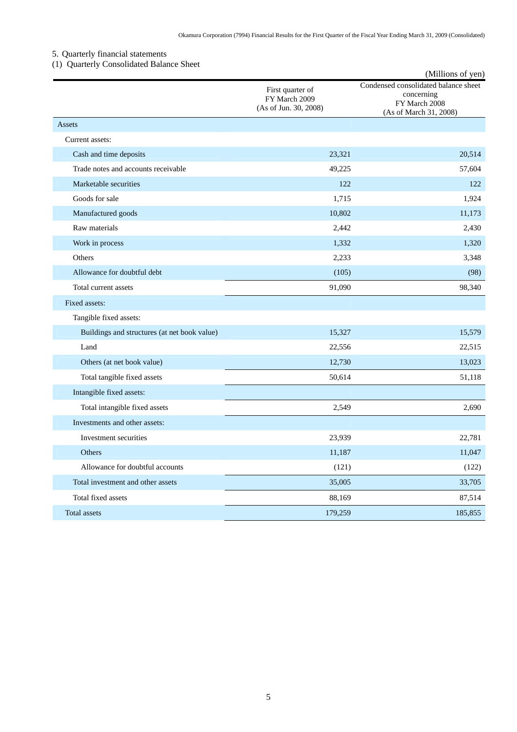5. Quarterly financial statements

(1) Quarterly Consolidated Balance Sheet

(Millions of yen)

| | First quarter of FY March 2009 (As of Jun. 30, 2008) | Condensed consolidated balance sheet concerning FY March 2008 (As of March 31, 2008) |
|---|---|---|
| Assets | | |
| Current assets: | | |
| Cash and time deposits | 23,321 | 20,514 |
| Trade notes and accounts receivable | 49,225 | 57,604 |
| Marketable securities | 122 | 122 |
| Goods for sale | 1,715 | 1,924 |
| Manufactured goods | 10,802 | 11,173 |
| Raw materials | 2,442 | 2,430 |
| Work in process | 1,332 | 1,320 |
| Others | 2,233 | 3,348 |
| Allowance for doubtful debt | (105) | (98) |
| Total current assets | 91,090 | 98,340 |
| Fixed assets: | | |
| Tangible fixed assets: | | |
| Buildings and structures (at net book value) | 15,327 | 15,579 |
| Land | 22,556 | 22,515 |
| Others (at net book value) | 12,730 | 13,023 |
| Total tangible fixed assets | 50,614 | 51,118 |
| Intangible fixed assets: | | |
| Total intangible fixed assets | 2,549 | 2,690 |
| Investments and other assets: | | |
| Investment securities | 23,939 | 22,781 |
| Others | 11,187 | 11,047 |
| Allowance for doubtful accounts | (121) | (122) |
| Total investment and other assets | 35,005 | 33,705 |
| Total fixed assets | 88,169 | 87,514 |
| Total assets | 179,259 | 185,855 |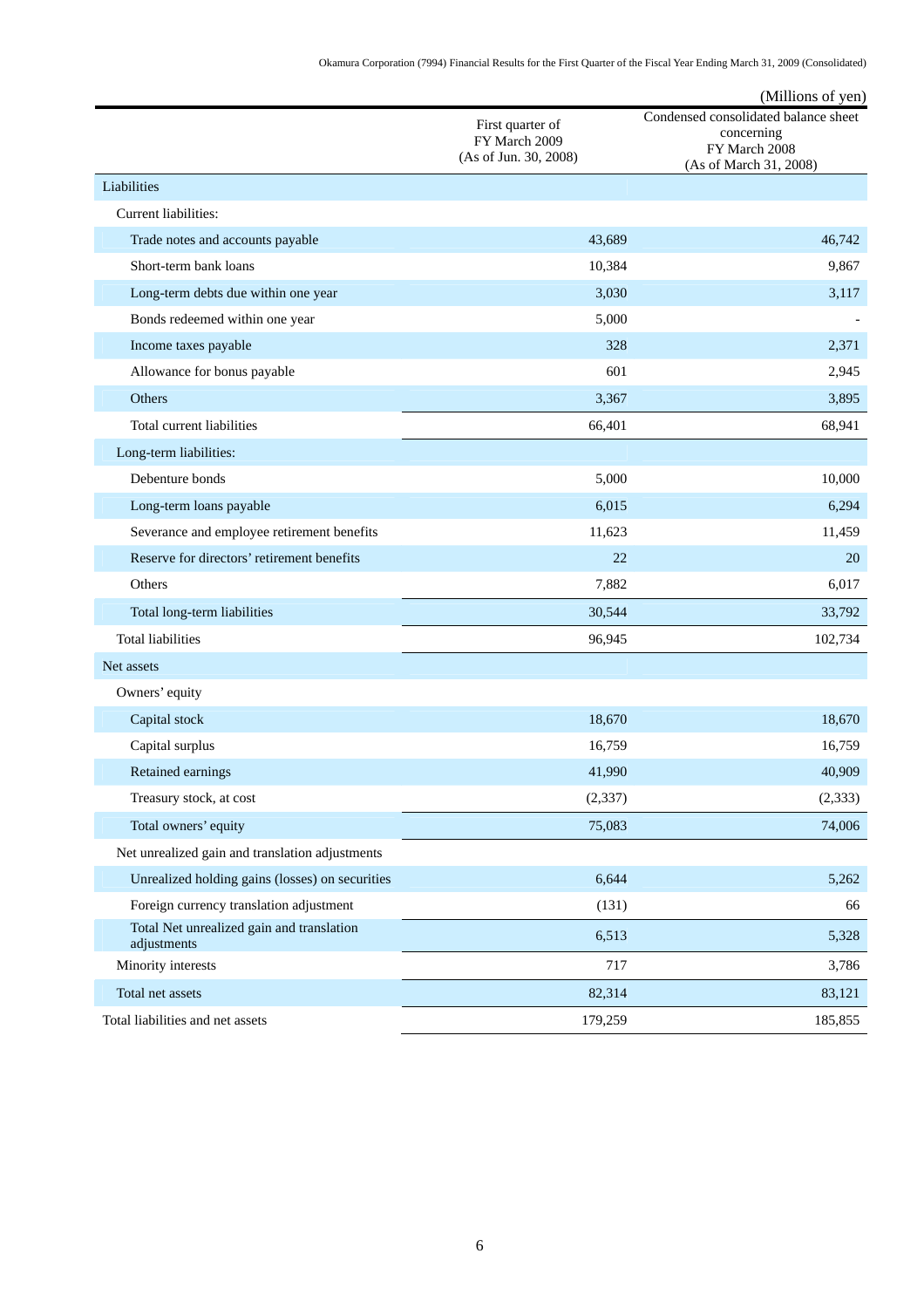(Millions of yen)

| | First quarter of FY March 2009 (As of Jun. 30, 2008) | Condensed consolidated balance sheet concerning FY March 2008 (As of March 31, 2008) |
|---|---|---|
| Liabilities | | |
| Current liabilities: | | |
| Trade notes and accounts payable | 43,689 | 46,742 |
| Short-term bank loans | 10,384 | 9,867 |
| Long-term debts due within one year | 3,030 | 3,117 |
| Bonds redeemed within one year | 5,000 | - |
| Income taxes payable | 328 | 2,371 |
| Allowance for bonus payable | 601 | 2,945 |
| Others | 3,367 | 3,895 |
| Total current liabilities | 66,401 | 68,941 |
| Long-term liabilities: | | |
| Debenture bonds | 5,000 | 10,000 |
| Long-term loans payable | 6,015 | 6,294 |
| Severance and employee retirement benefits | 11,623 | 11,459 |
| Reserve for directors' retirement benefits | 22 | 20 |
| Others | 7,882 | 6,017 |
| Total long-term liabilities | 30,544 | 33,792 |
| Total liabilities | 96,945 | 102,734 |
| Net assets | | |
| Owners' equity | | |
| Capital stock | 18,670 | 18,670 |
| Capital surplus | 16,759 | 16,759 |
| Retained earnings | 41,990 | 40,909 |
| Treasury stock, at cost | (2,337) | (2,333) |
| Total owners' equity | 75,083 | 74,006 |
| Net unrealized gain and translation adjustments | | |
| Unrealized holding gains (losses) on securities | 6,644 | 5,262 |
| Foreign currency translation adjustment | (131) | 66 |
| Total Net unrealized gain and translation adjustments | 6,513 | 5,328 |
| Minority interests | 717 | 3,786 |
| Total net assets | 82,314 | 83,121 |
| Total liabilities and net assets | 179,259 | 185,855 |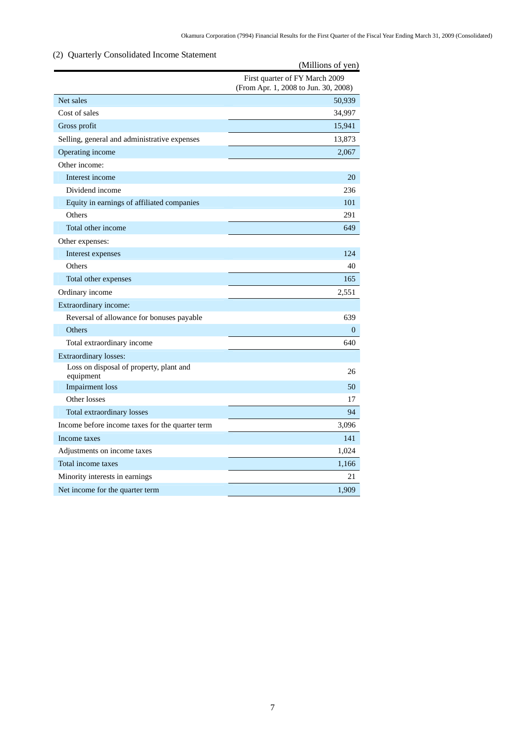## (2) Quarterly Consolidated Income Statement

(Millions of yen)

| | First quarter of FY March 2009 (From Apr. 1, 2008 to Jun. 30, 2008) |
|---|---|
| Net sales | 50,939 |
| Cost of sales | 34,997 |
| Gross profit | 15,941 |
| Selling, general and administrative expenses | 13,873 |
| Operating income | 2,067 |
| Other income: | |
| Interest income | 20 |
| Dividend income | 236 |
| Equity in earnings of affiliated companies | 101 |
| Others | 291 |
| Total other income | 649 |
| Other expenses: | |
| Interest expenses | 124 |
| Others | 40 |
| Total other expenses | 165 |
| Ordinary income | 2,551 |
| Extraordinary income: | |
| Reversal of allowance for bonuses payable | 639 |
| Others | 0 |
| Total extraordinary income | 640 |
| Extraordinary losses: | |
| Loss on disposal of property, plant and equipment | 26 |
| Impairment loss | 50 |
| Other losses | 17 |
| Total extraordinary losses | 94 |
| Income before income taxes for the quarter term | 3,096 |
| Income taxes | 141 |
| Adjustments on income taxes | 1,024 |
| Total income taxes | 1,166 |
| Minority interests in earnings | 21 |
| Net income for the quarter term | 1,909 |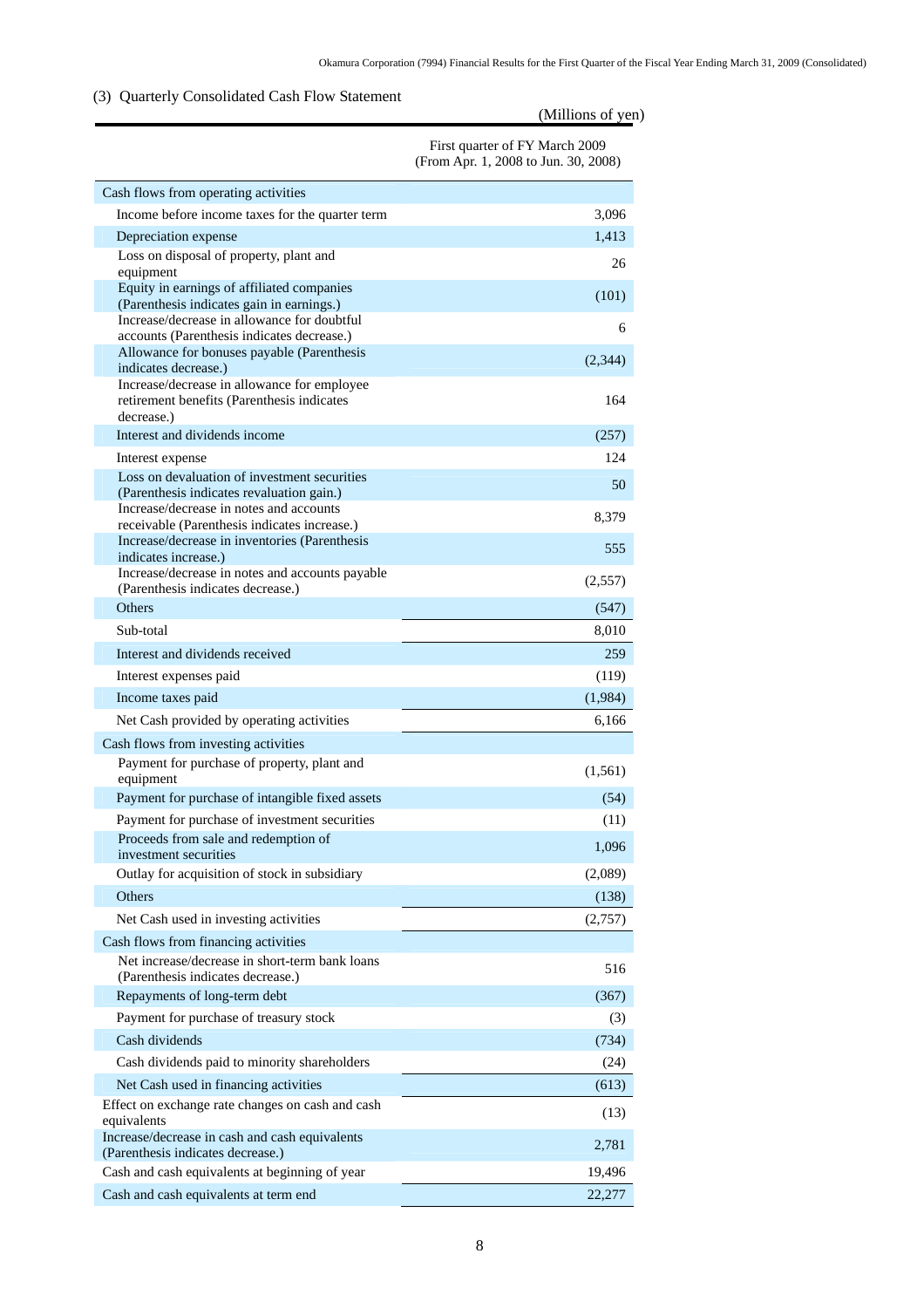### (3) Quarterly Consolidated Cash Flow Statement

(Millions of yen)

| | First quarter of FY March 2009 (From Apr. 1, 2008 to Jun. 30, 2008) |
|---|---|
| Cash flows from operating activities | |
| Income before income taxes for the quarter term | 3,096 |
| Depreciation expense | 1,413 |
| Loss on disposal of property, plant and equipment | 26 |
| Equity in earnings of affiliated companies (Parenthesis indicates gain in earnings.) | (101) |
| Increase/decrease in allowance for doubtful accounts (Parenthesis indicates decrease.) | 6 |
| Allowance for bonuses payable (Parenthesis indicates decrease.) | (2,344) |
| Increase/decrease in allowance for employee retirement benefits (Parenthesis indicates decrease.) | 164 |
| Interest and dividends income | (257) |
| Interest expense | 124 |
| Loss on devaluation of investment securities (Parenthesis indicates revaluation gain.) | 50 |
| Increase/decrease in notes and accounts receivable (Parenthesis indicates increase.) | 8,379 |
| Increase/decrease in inventories (Parenthesis indicates increase.) | 555 |
| Increase/decrease in notes and accounts payable (Parenthesis indicates decrease.) | (2,557) |
| Others | (547) |
| Sub-total | 8,010 |
| Interest and dividends received | 259 |
| Interest expenses paid | (119) |
| Income taxes paid | (1,984) |
| Net Cash provided by operating activities | 6,166 |
| Cash flows from investing activities | |
| Payment for purchase of property, plant and equipment | (1,561) |
| Payment for purchase of intangible fixed assets | (54) |
| Payment for purchase of investment securities | (11) |
| Proceeds from sale and redemption of investment securities | 1,096 |
| Outlay for acquisition of stock in subsidiary | (2,089) |
| Others | (138) |
| Net Cash used in investing activities | (2,757) |
| Cash flows from financing activities | |
| Net increase/decrease in short-term bank loans (Parenthesis indicates decrease.) | 516 |
| Repayments of long-term debt | (367) |
| Payment for purchase of treasury stock | (3) |
| Cash dividends | (734) |
| Cash dividends paid to minority shareholders | (24) |
| Net Cash used in financing activities | (613) |
| Effect on exchange rate changes on cash and cash equivalents | (13) |
| Increase/decrease in cash and cash equivalents (Parenthesis indicates decrease.) | 2,781 |
| Cash and cash equivalents at beginning of year | 19,496 |
| Cash and cash equivalents at term end | 22,277 |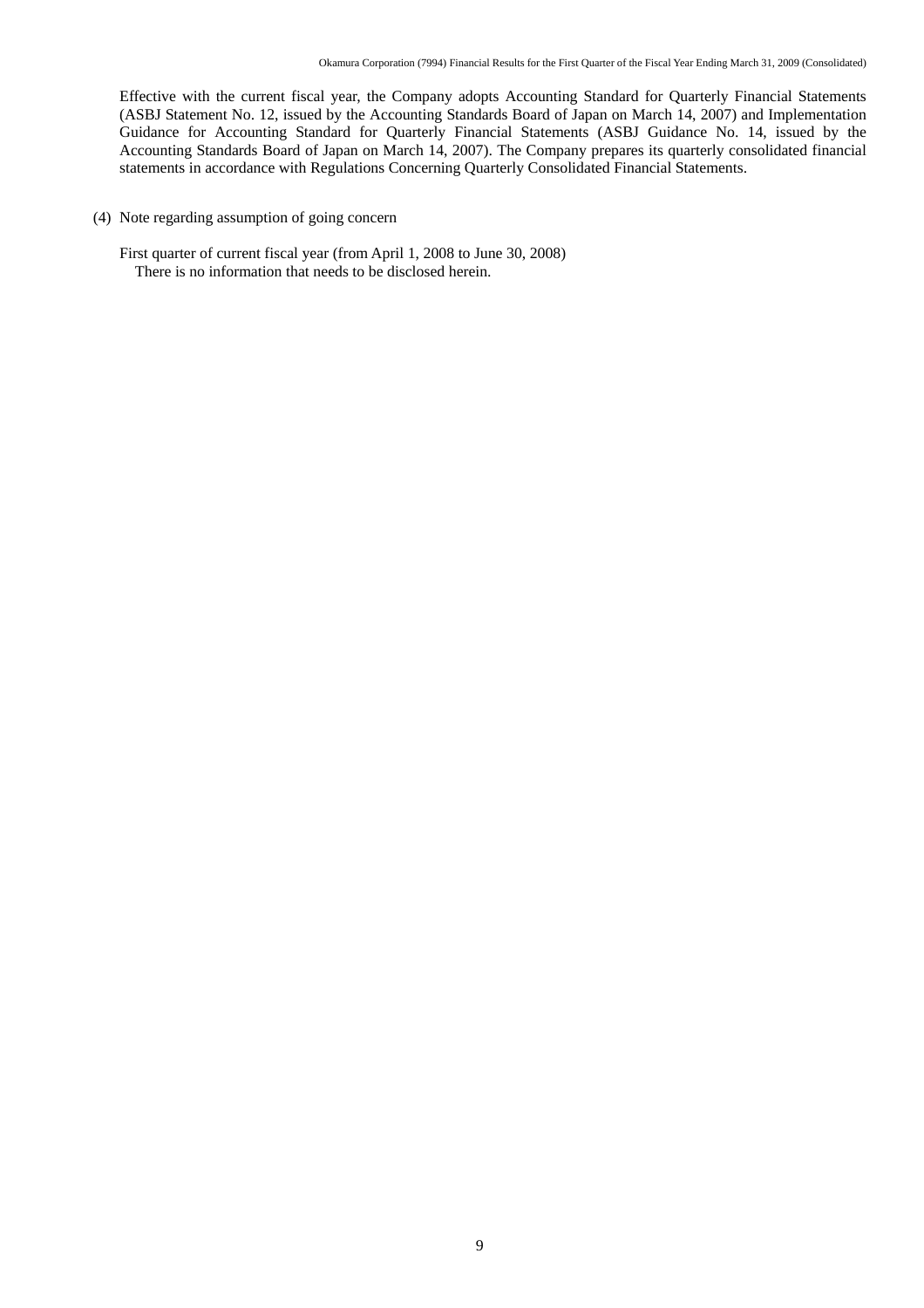Effective with the current fiscal year, the Company adopts Accounting Standard for Quarterly Financial Statements (ASBJ Statement No. 12, issued by the Accounting Standards Board of Japan on March 14, 2007) and Implementation Guidance for Accounting Standard for Quarterly Financial Statements (ASBJ Guidance No. 14, issued by the Accounting Standards Board of Japan on March 14, 2007). The Company prepares its quarterly consolidated financial statements in accordance with Regulations Concerning Quarterly Consolidated Financial Statements.

(4) Note regarding assumption of going concern

First quarter of current fiscal year (from April 1, 2008 to June 30, 2008)
There is no information that needs to be disclosed herein.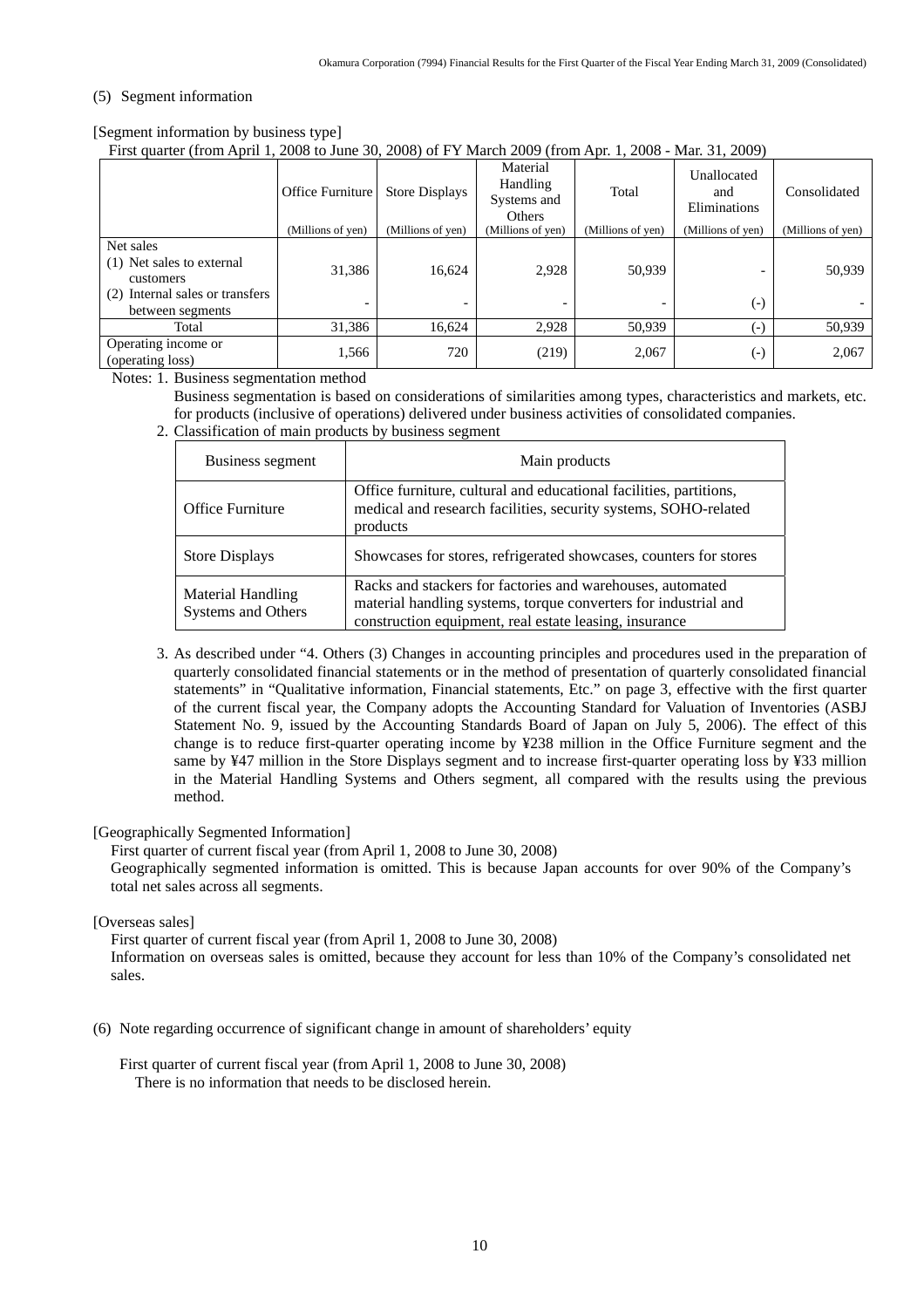## (5) Segment information

[Segment information by business type]

First quarter (from April 1, 2008 to June 30, 2008) of FY March 2009 (from Apr. 1, 2008 - Mar. 31, 2009)

| | Office Furniture | Store Displays | Material Handling Systems and Others | Total | Unallocated and Eliminations | Consolidated |
|---|---|---|---|---|---|---|
| | (Millions of yen) | (Millions of yen) | (Millions of yen) | (Millions of yen) | (Millions of yen) | (Millions of yen) |
| Net sales | | | | | | |
| (1) Net sales to external customers | 31,386 | 16,624 | 2,928 | 50,939 | - | 50,939 |
| (2) Internal sales or transfers between segments | - | - | - | - | (-) | - |
| Total | 31,386 | 16,624 | 2,928 | 50,939 | (-) | 50,939 |
| Operating income or (operating loss) | 1,566 | 720 | (219) | 2,067 | (-) | 2,067 |

Notes: 1. Business segmentation method

Business segmentation is based on considerations of similarities among types, characteristics and markets, etc. for products (inclusive of operations) delivered under business activities of consolidated companies.

2. Classification of main products by business segment

| Business segment | Main products |
|---|---|
| Office Furniture | Office furniture, cultural and educational facilities, partitions, medical and research facilities, security systems, SOHO-related products |
| Store Displays | Showcases for stores, refrigerated showcases, counters for stores |
| Material Handling Systems and Others | Racks and stackers for factories and warehouses, automated material handling systems, torque converters for industrial and construction equipment, real estate leasing, insurance |

3. As described under "4. Others (3) Changes in accounting principles and procedures used in the preparation of quarterly consolidated financial statements or in the method of presentation of quarterly consolidated financial statements" in "Qualitative information, Financial statements, Etc." on page 3, effective with the first quarter of the current fiscal year, the Company adopts the Accounting Standard for Valuation of Inventories (ASBJ Statement No. 9, issued by the Accounting Standards Board of Japan on July 5, 2006). The effect of this change is to reduce first-quarter operating income by ¥238 million in the Office Furniture segment and the same by ¥47 million in the Store Displays segment and to increase first-quarter operating loss by ¥33 million in the Material Handling Systems and Others segment, all compared with the results using the previous method.

[Geographically Segmented Information]

First quarter of current fiscal year (from April 1, 2008 to June 30, 2008)

Geographically segmented information is omitted. This is because Japan accounts for over 90% of the Company's total net sales across all segments.

[Overseas sales]

First quarter of current fiscal year (from April 1, 2008 to June 30, 2008)

Information on overseas sales is omitted, because they account for less than 10% of the Company's consolidated net sales.

## (6) Note regarding occurrence of significant change in amount of shareholders' equity

First quarter of current fiscal year (from April 1, 2008 to June 30, 2008)

There is no information that needs to be disclosed herein.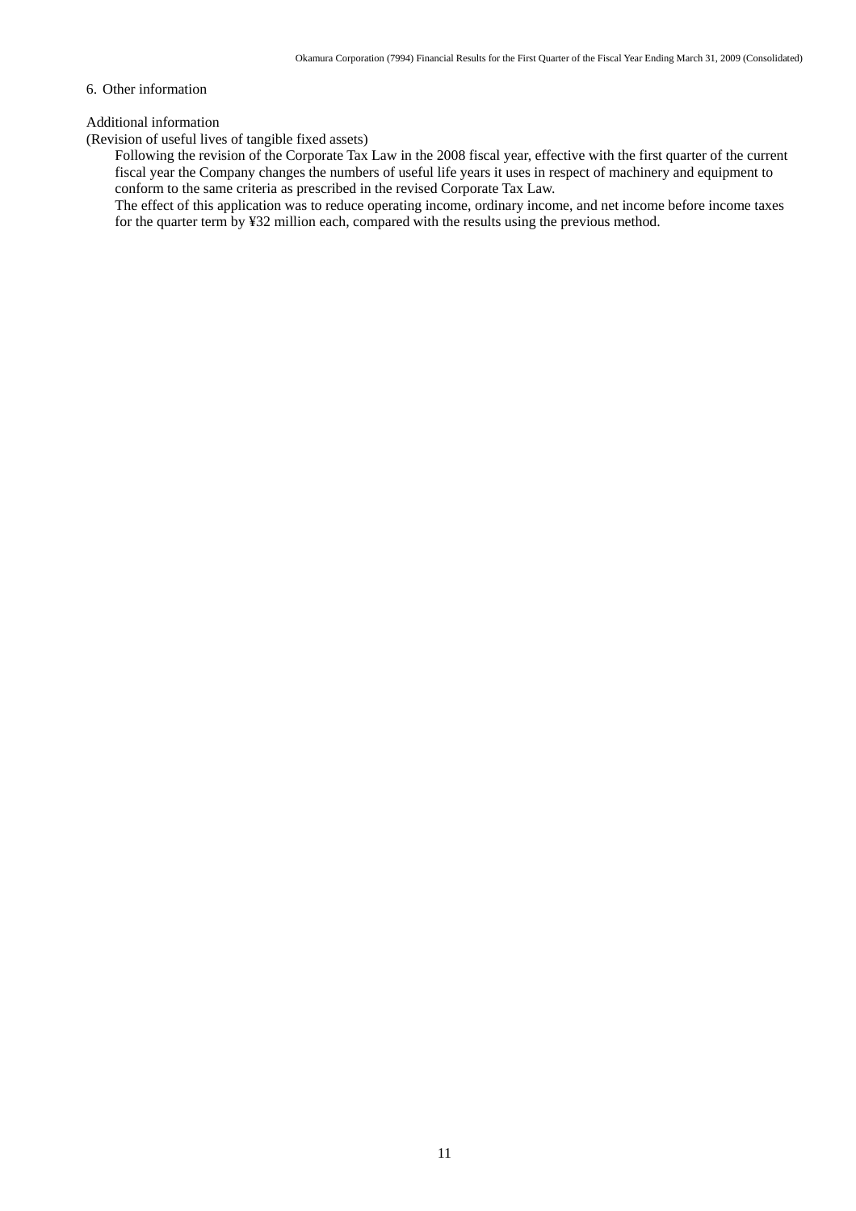## 6. Other information

Additional information

(Revision of useful lives of tangible fixed assets)

Following the revision of the Corporate Tax Law in the 2008 fiscal year, effective with the first quarter of the current fiscal year the Company changes the numbers of useful life years it uses in respect of machinery and equipment to conform to the same criteria as prescribed in the revised Corporate Tax Law.

The effect of this application was to reduce operating income, ordinary income, and net income before income taxes for the quarter term by ¥32 million each, compared with the results using the previous method.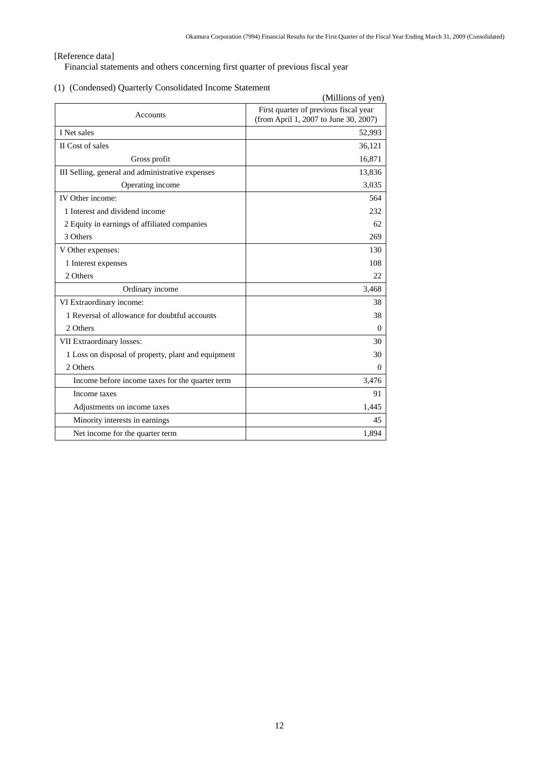[Reference data]

Financial statements and others concerning first quarter of previous fiscal year

(1) (Condensed) Quarterly Consolidated Income Statement

(Millions of yen)

| Accounts | First quarter of previous fiscal year (from April 1, 2007 to June 30, 2007) |
|---|---:|
| I Net sales | 52,993 |
| II Cost of sales | 36,121 |
| Gross profit | 16,871 |
| III Selling, general and administrative expenses | 13,836 |
| Operating income | 3,035 |
| IV Other income: | 564 |
| 1 Interest and dividend income | 232 |
| 2 Equity in earnings of affiliated companies | 62 |
| 3 Others | 269 |
| V Other expenses: | 130 |
| 1 Interest expenses | 108 |
| 2 Others | 22 |
| Ordinary income | 3,468 |
| VI Extraordinary income: | 38 |
| 1 Reversal of allowance for doubtful accounts | 38 |
| 2 Others | 0 |
| VII Extraordinary losses: | 30 |
| 1 Loss on disposal of property, plant and equipment | 30 |
| 2 Others | 0 |
| Income before income taxes for the quarter term | 3,476 |
| Income taxes | 91 |
| Adjustments on income taxes | 1,445 |
| Minority interests in earnings | 45 |
| Net income for the quarter term | 1,894 |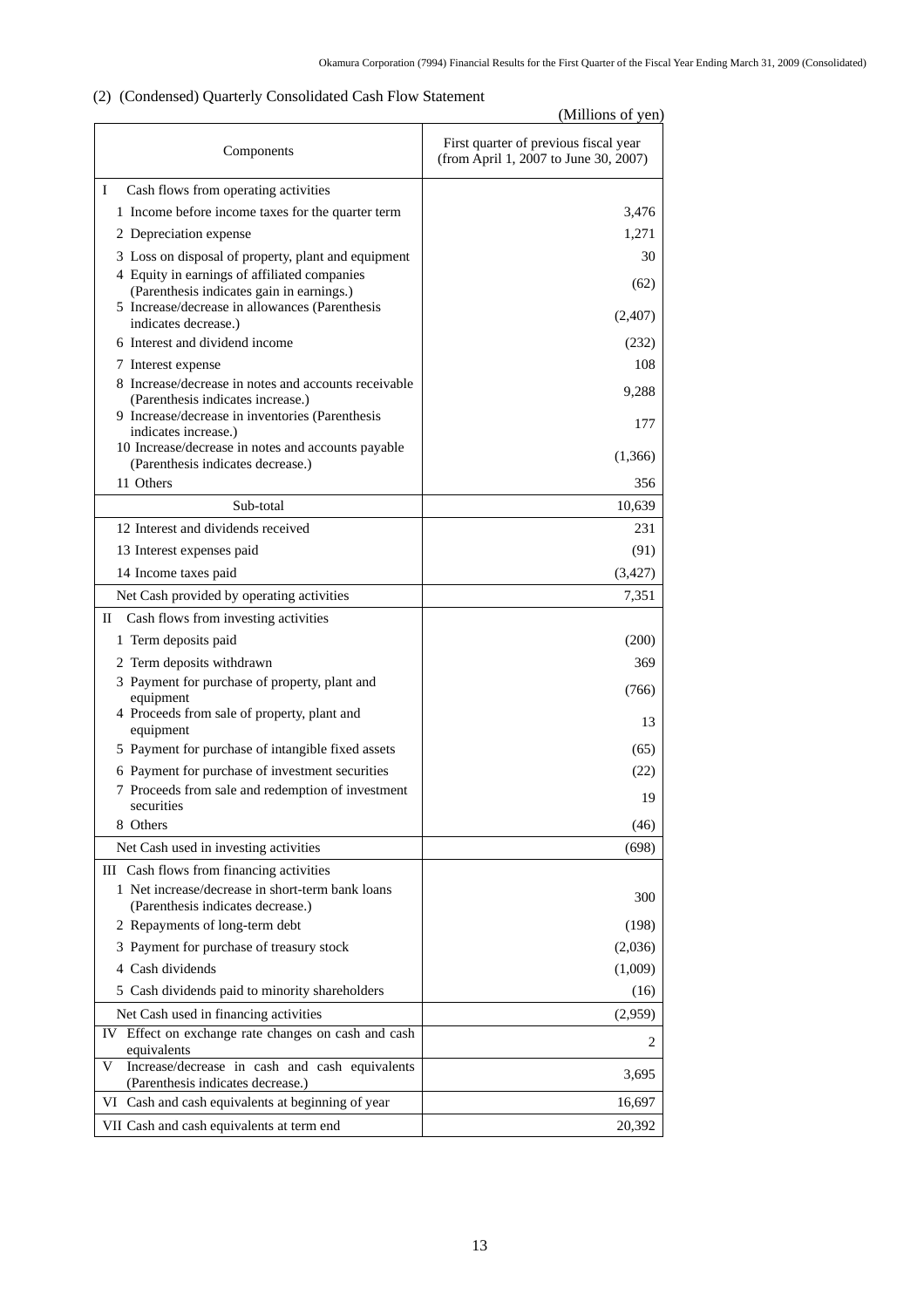(2) (Condensed) Quarterly Consolidated Cash Flow Statement

(Millions of yen)

| Components | First quarter of previous fiscal year (from April 1, 2007 to June 30, 2007) |
|---|---|
| I Cash flows from operating activities | |
| 1 Income before income taxes for the quarter term | 3,476 |
| 2 Depreciation expense | 1,271 |
| 3 Loss on disposal of property, plant and equipment | 30 |
| 4 Equity in earnings of affiliated companies (Parenthesis indicates gain in earnings.) | (62) |
| 5 Increase/decrease in allowances (Parenthesis indicates decrease.) | (2,407) |
| 6 Interest and dividend income | (232) |
| 7 Interest expense | 108 |
| 8 Increase/decrease in notes and accounts receivable (Parenthesis indicates increase.) | 9,288 |
| 9 Increase/decrease in inventories (Parenthesis indicates increase.) | 177 |
| 10 Increase/decrease in notes and accounts payable (Parenthesis indicates decrease.) | (1,366) |
| 11 Others | 356 |
| Sub-total | 10,639 |
| 12 Interest and dividends received | 231 |
| 13 Interest expenses paid | (91) |
| 14 Income taxes paid | (3,427) |
| Net Cash provided by operating activities | 7,351 |
| II Cash flows from investing activities | |
| 1 Term deposits paid | (200) |
| 2 Term deposits withdrawn | 369 |
| 3 Payment for purchase of property, plant and equipment | (766) |
| 4 Proceeds from sale of property, plant and equipment | 13 |
| 5 Payment for purchase of intangible fixed assets | (65) |
| 6 Payment for purchase of investment securities | (22) |
| 7 Proceeds from sale and redemption of investment securities | 19 |
| 8 Others | (46) |
| Net Cash used in investing activities | (698) |
| III Cash flows from financing activities | |
| 1 Net increase/decrease in short-term bank loans (Parenthesis indicates decrease.) | 300 |
| 2 Repayments of long-term debt | (198) |
| 3 Payment for purchase of treasury stock | (2,036) |
| 4 Cash dividends | (1,009) |
| 5 Cash dividends paid to minority shareholders | (16) |
| Net Cash used in financing activities | (2,959) |
| IV Effect on exchange rate changes on cash and cash equivalents | 2 |
| V Increase/decrease in cash and cash equivalents (Parenthesis indicates decrease.) | 3,695 |
| VI Cash and cash equivalents at beginning of year | 16,697 |
| VII Cash and cash equivalents at term end | 20,392 |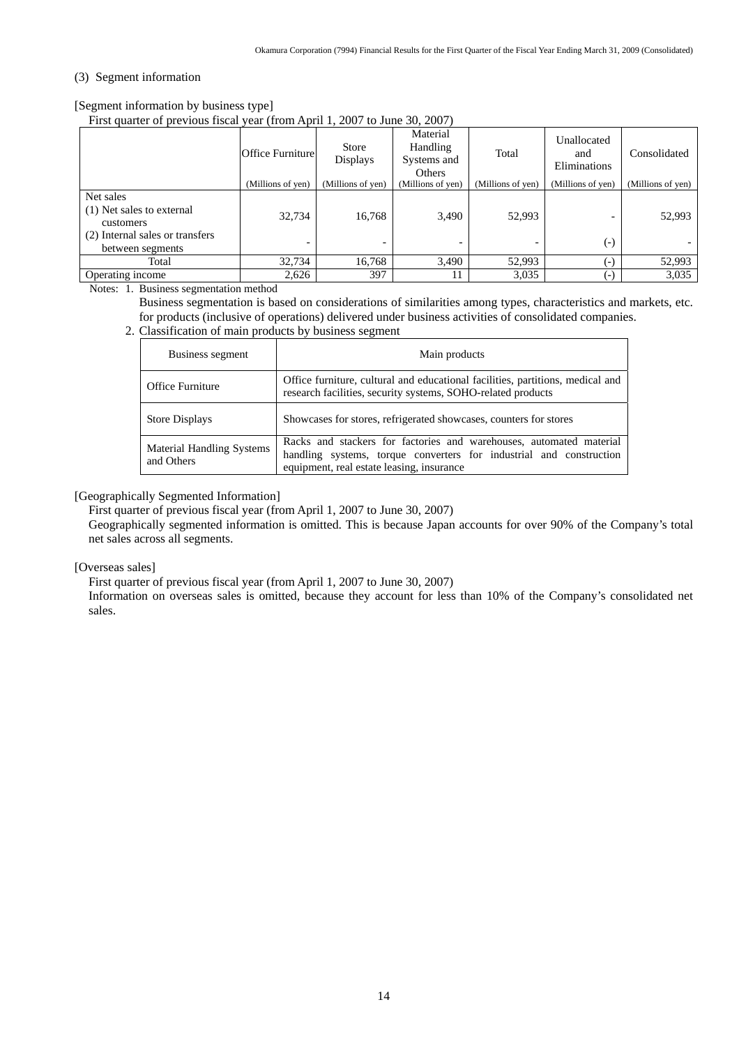## (3) Segment information

[Segment information by business type]

First quarter of previous fiscal year (from April 1, 2007 to June 30, 2007)

| | Office Furniture | Store Displays | Material Handling Systems and Others | Total | Unallocated and Eliminations | Consolidated |
|---|---|---|---|---|---|---|
| | (Millions of yen) | (Millions of yen) | (Millions of yen) | (Millions of yen) | (Millions of yen) | (Millions of yen) |
| Net sales | | | | | | |
| (1) Net sales to external customers | 32,734 | 16,768 | 3,490 | 52,993 | - | 52,993 |
| (2) Internal sales or transfers between segments | - | - | - | - | (-) | - |
| Total | 32,734 | 16,768 | 3,490 | 52,993 | (-) | 52,993 |
| Operating income | 2,626 | 397 | 11 | 3,035 | (-) | 3,035 |

Notes: 1. Business segmentation method

Business segmentation is based on considerations of similarities among types, characteristics and markets, etc. for products (inclusive of operations) delivered under business activities of consolidated companies.

2. Classification of main products by business segment

| Business segment | Main products |
|---|---|
| Office Furniture | Office furniture, cultural and educational facilities, partitions, medical and research facilities, security systems, SOHO-related products |
| Store Displays | Showcases for stores, refrigerated showcases, counters for stores |
| Material Handling Systems and Others | Racks and stackers for factories and warehouses, automated material handling systems, torque converters for industrial and construction equipment, real estate leasing, insurance |

[Geographically Segmented Information]

First quarter of previous fiscal year (from April 1, 2007 to June 30, 2007)

Geographically segmented information is omitted. This is because Japan accounts for over 90% of the Company's total net sales across all segments.

[Overseas sales]

First quarter of previous fiscal year (from April 1, 2007 to June 30, 2007)

Information on overseas sales is omitted, because they account for less than 10% of the Company's consolidated net sales.